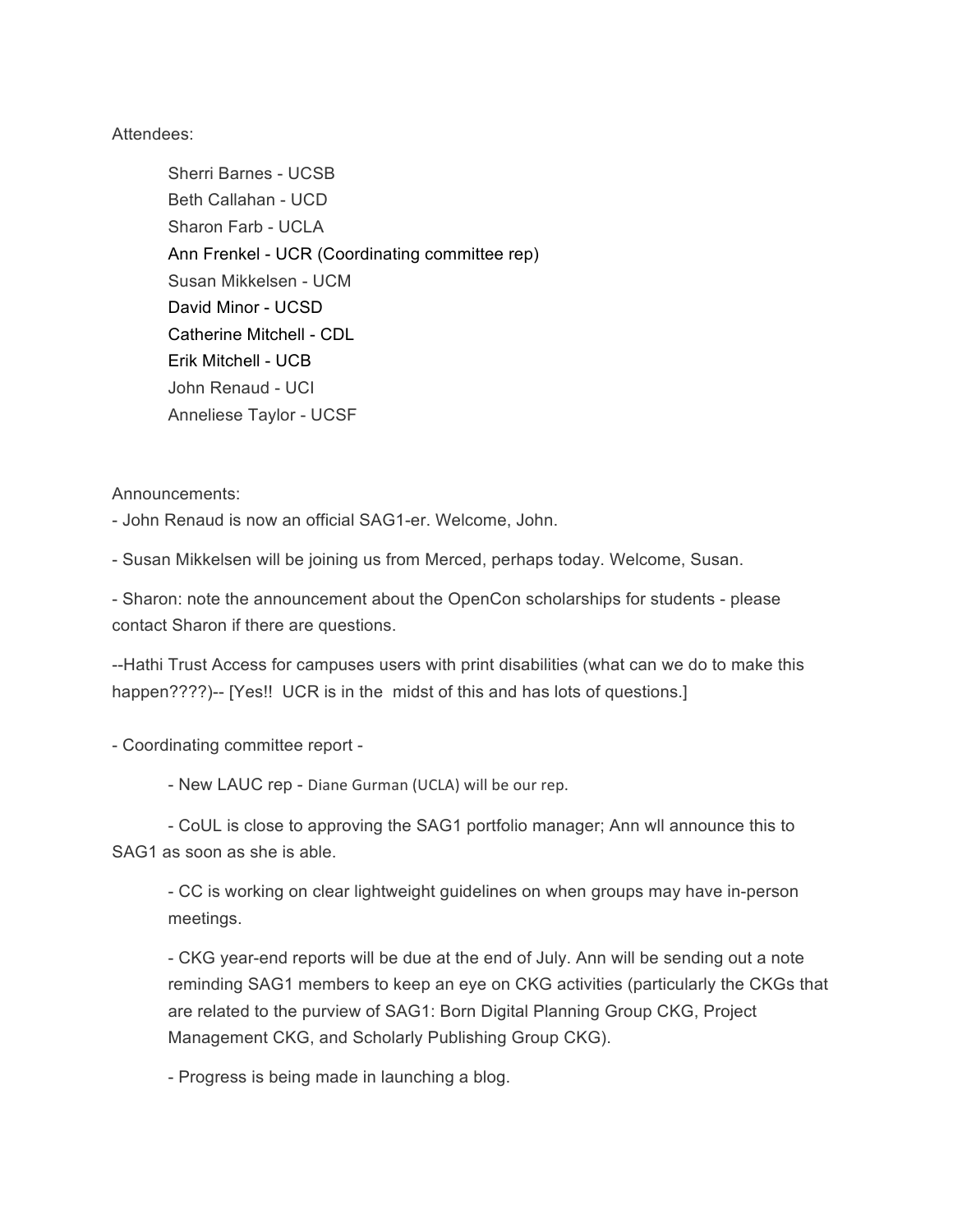Attendees:

- Sherri Barnes - UCSB
- Beth Callahan - UCD
- Sharon Farb - UCLA
- Ann Frenkel - UCR (Coordinating committee rep)
- Susan Mikkelsen - UCM
- David Minor - UCSD
- Catherine Mitchell - CDL
- Erik Mitchell - UCB
- John Renaud - UCI
- Anneliese Taylor - UCSF

Announcements:

- John Renaud is now an official SAG1-er. Welcome, John.

- Susan Mikkelsen will be joining us from Merced, perhaps today. Welcome, Susan.

- Sharon: note the announcement about the OpenCon scholarships for students - please contact Sharon if there are questions.

--Hathi Trust Access for campuses users with print disabilities (what can we do to make this happen????)-- [Yes!! UCR is in the midst of this and has lots of questions.]

- Coordinating committee report -

    - New LAUC rep - Diane Gurman (UCLA) will be our rep.

    - CoUL is close to approving the SAG1 portfolio manager; Ann wll announce this to SAG1 as soon as she is able.

    - CC is working on clear lightweight guidelines on when groups may have in-person meetings.

    - CKG year-end reports will be due at the end of July. Ann will be sending out a note reminding SAG1 members to keep an eye on CKG activities (particularly the CKGs that are related to the purview of SAG1: Born Digital Planning Group CKG, Project Management CKG, and Scholarly Publishing Group CKG).

    - Progress is being made in launching a blog.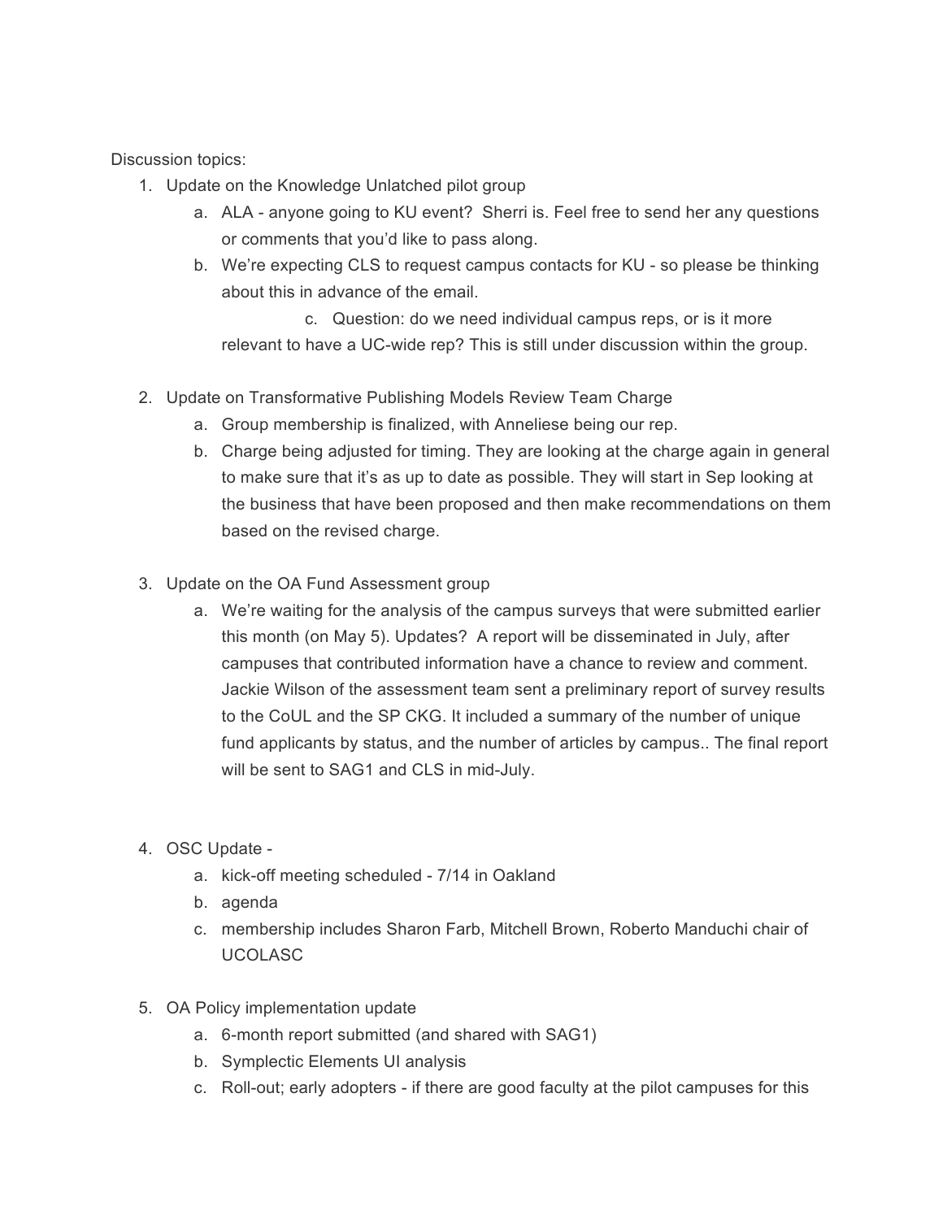Discussion topics:

1. Update on the Knowledge Unlatched pilot group
   a. ALA - anyone going to KU event? Sherri is. Feel free to send her any questions or comments that you'd like to pass along.
   b. We're expecting CLS to request campus contacts for KU - so please be thinking about this in advance of the email.
   c. Question: do we need individual campus reps, or is it more relevant to have a UC-wide rep? This is still under discussion within the group.

2. Update on Transformative Publishing Models Review Team Charge
   a. Group membership is finalized, with Anneliese being our rep.
   b. Charge being adjusted for timing. They are looking at the charge again in general to make sure that it's as up to date as possible. They will start in Sep looking at the business that have been proposed and then make recommendations on them based on the revised charge.

3. Update on the OA Fund Assessment group
   a. We're waiting for the analysis of the campus surveys that were submitted earlier this month (on May 5). Updates? A report will be disseminated in July, after campuses that contributed information have a chance to review and comment. Jackie Wilson of the assessment team sent a preliminary report of survey results to the CoUL and the SP CKG. It included a summary of the number of unique fund applicants by status, and the number of articles by campus.. The final report will be sent to SAG1 and CLS in mid-July.

4. OSC Update -
   a. kick-off meeting scheduled - 7/14 in Oakland
   b. agenda
   c. membership includes Sharon Farb, Mitchell Brown, Roberto Manduchi chair of UCOLASC

5. OA Policy implementation update
   a. 6-month report submitted (and shared with SAG1)
   b. Symplectic Elements UI analysis
   c. Roll-out; early adopters - if there are good faculty at the pilot campuses for this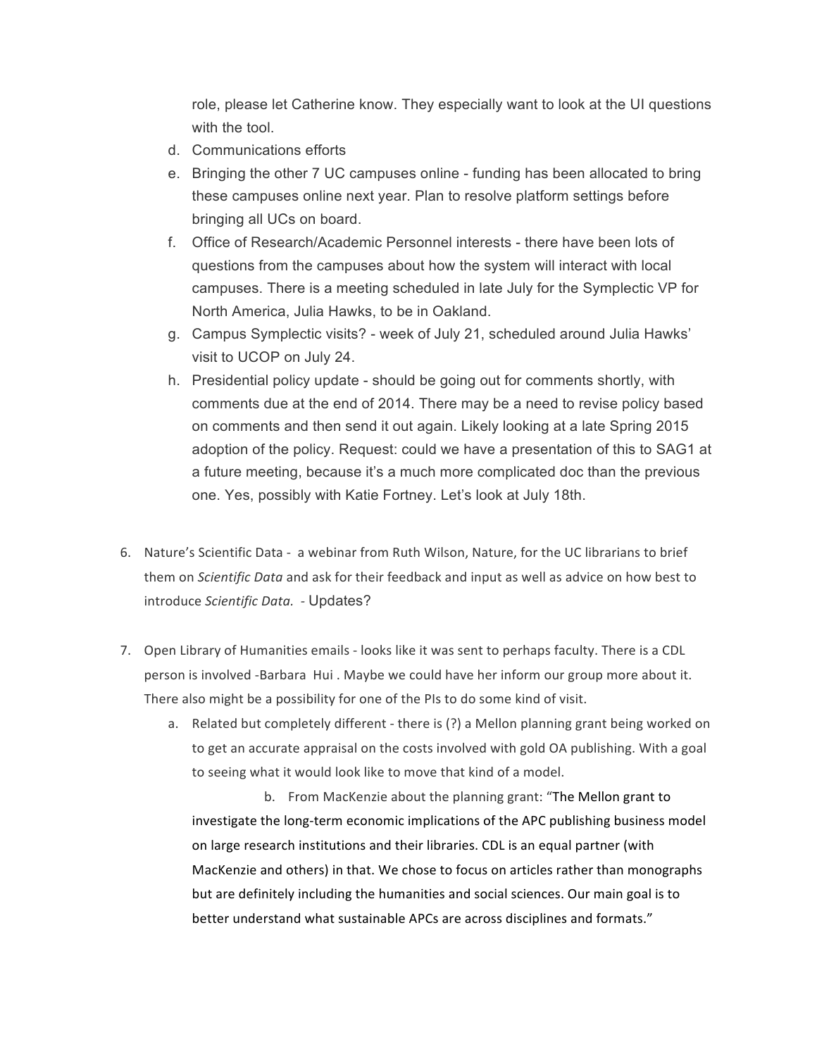role, please let Catherine know. They especially want to look at the UI questions with the tool.

d. Communications efforts
e. Bringing the other 7 UC campuses online - funding has been allocated to bring these campuses online next year. Plan to resolve platform settings before bringing all UCs on board.
f. Office of Research/Academic Personnel interests - there have been lots of questions from the campuses about how the system will interact with local campuses. There is a meeting scheduled in late July for the Symplectic VP for North America, Julia Hawks, to be in Oakland.
g. Campus Symplectic visits? - week of July 21, scheduled around Julia Hawks' visit to UCOP on July 24.
h. Presidential policy update - should be going out for comments shortly, with comments due at the end of 2014. There may be a need to revise policy based on comments and then send it out again. Likely looking at a late Spring 2015 adoption of the policy. Request: could we have a presentation of this to SAG1 at a future meeting, because it's a much more complicated doc than the previous one. Yes, possibly with Katie Fortney. Let's look at July 18th.

6. Nature's Scientific Data - a webinar from Ruth Wilson, Nature, for the UC librarians to brief them on *Scientific Data* and ask for their feedback and input as well as advice on how best to introduce *Scientific Data.* - Updates?

7. Open Library of Humanities emails - looks like it was sent to perhaps faculty. There is a CDL person is involved -Barbara Hui . Maybe we could have her inform our group more about it. There also might be a possibility for one of the PIs to do some kind of visit.
   a. Related but completely different - there is (?) a Mellon planning grant being worked on to get an accurate appraisal on the costs involved with gold OA publishing. With a goal to seeing what it would look like to move that kind of a model.
   b. From MacKenzie about the planning grant: "The Mellon grant to investigate the long-term economic implications of the APC publishing business model on large research institutions and their libraries. CDL is an equal partner (with MacKenzie and others) in that. We chose to focus on articles rather than monographs but are definitely including the humanities and social sciences. Our main goal is to better understand what sustainable APCs are across disciplines and formats."